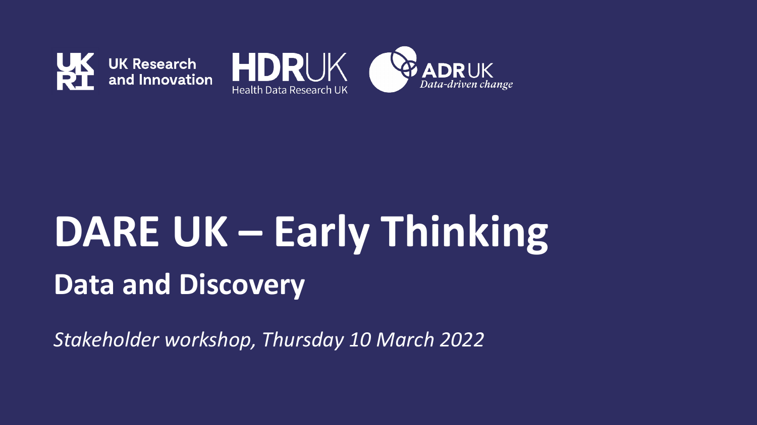UK Research and Innovation

HDR UK Health Data Research UK

ADR UK *Data-driven change*

# DARE UK – Early Thinking

## Data and Discovery

*Stakeholder workshop, Thursday 10 March 2022*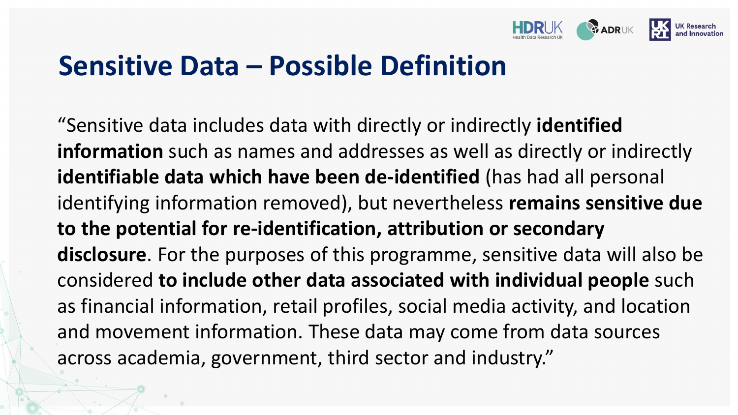# Sensitive Data – Possible Definition

"Sensitive data includes data with directly or indirectly **identified information** such as names and addresses as well as directly or indirectly **identifiable data which have been de-identified** (has had all personal identifying information removed), but nevertheless **remains sensitive due to the potential for re-identification, attribution or secondary disclosure**. For the purposes of this programme, sensitive data will also be considered **to include other data associated with individual people** such as financial information, retail profiles, social media activity, and location and movement information. These data may come from data sources across academia, government, third sector and industry."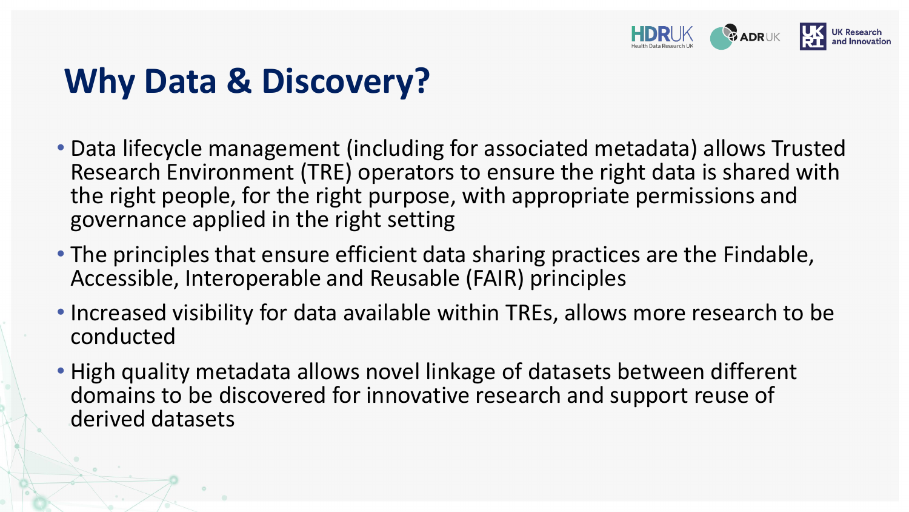# Why Data & Discovery?

- Data lifecycle management (including for associated metadata) allows Trusted Research Environment (TRE) operators to ensure the right data is shared with the right people, for the right purpose, with appropriate permissions and governance applied in the right setting
- The principles that ensure efficient data sharing practices are the Findable, Accessible, Interoperable and Reusable (FAIR) principles
- Increased visibility for data available within TREs, allows more research to be conducted
- High quality metadata allows novel linkage of datasets between different domains to be discovered for innovative research and support reuse of derived datasets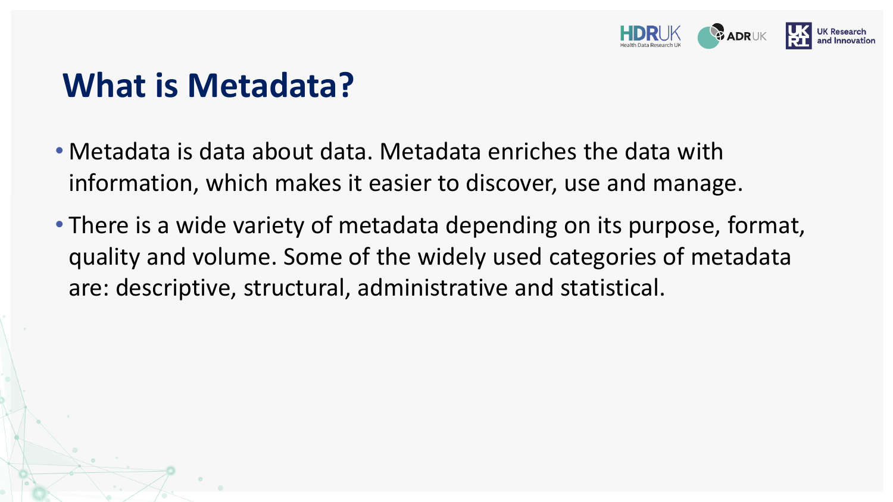# What is Metadata?

- Metadata is data about data. Metadata enriches the data with information, which makes it easier to discover, use and manage.
- There is a wide variety of metadata depending on its purpose, format, quality and volume. Some of the widely used categories of metadata are: descriptive, structural, administrative and statistical.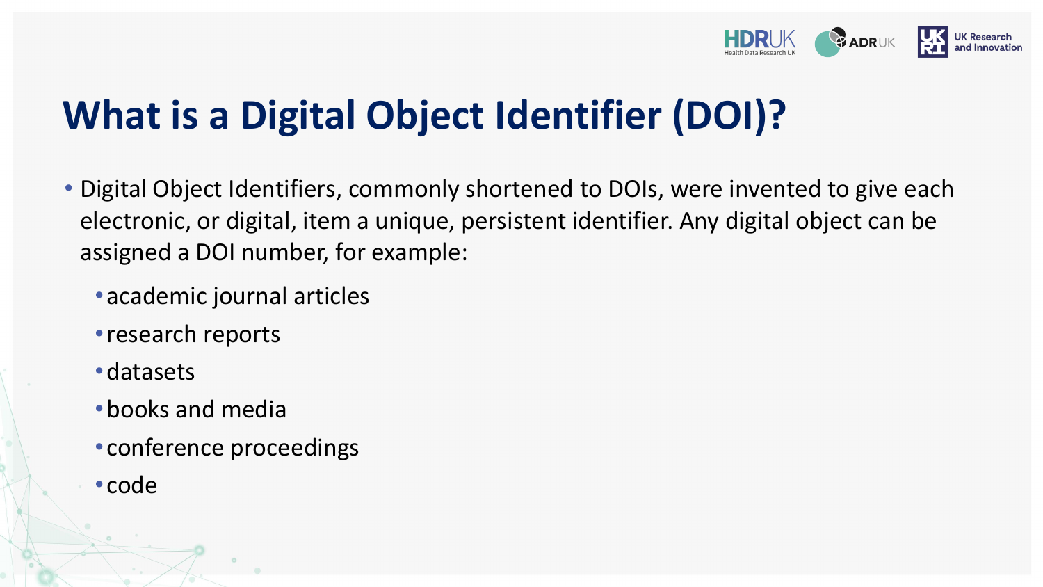# What is a Digital Object Identifier (DOI)?

- Digital Object Identifiers, commonly shortened to DOIs, were invented to give each electronic, or digital, item a unique, persistent identifier. Any digital object can be assigned a DOI number, for example:
  - academic journal articles
  - research reports
  - datasets
  - books and media
  - conference proceedings
  - code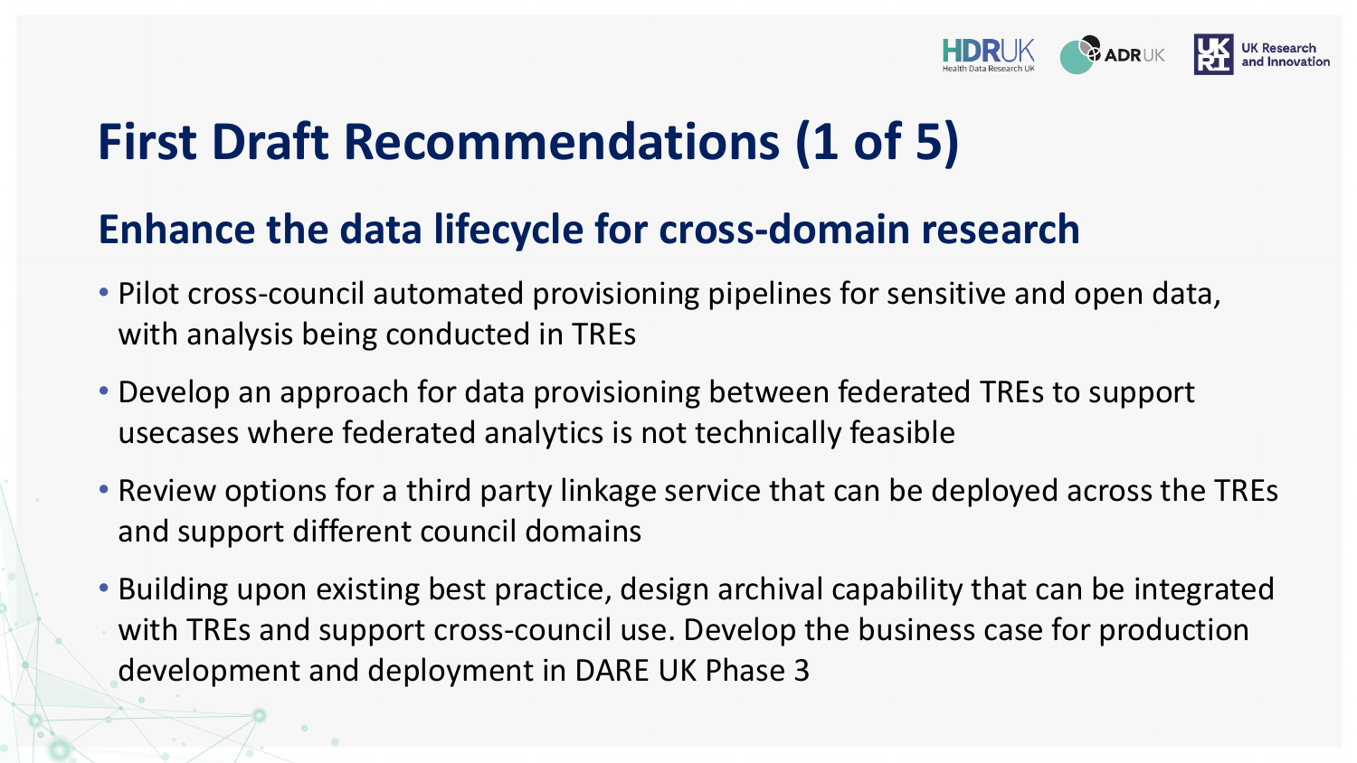# First Draft Recommendations (1 of 5)

## Enhance the data lifecycle for cross-domain research

- Pilot cross-council automated provisioning pipelines for sensitive and open data, with analysis being conducted in TREs
- Develop an approach for data provisioning between federated TREs to support usecases where federated analytics is not technically feasible
- Review options for a third party linkage service that can be deployed across the TREs and support different council domains
- Building upon existing best practice, design archival capability that can be integrated with TREs and support cross-council use. Develop the business case for production development and deployment in DARE UK Phase 3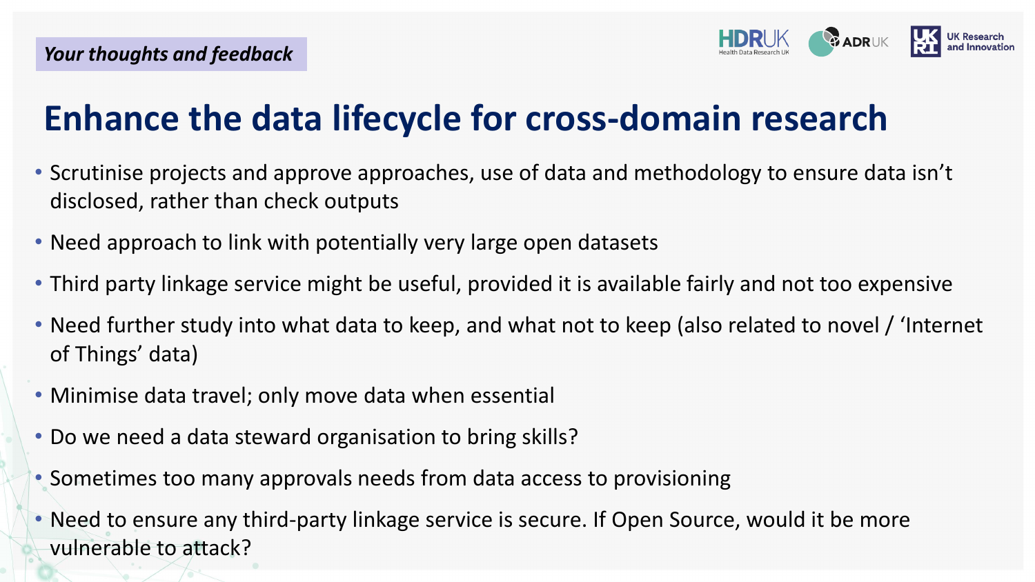*Your thoughts and feedback*

# Enhance the data lifecycle for cross-domain research

- Scrutinise projects and approve approaches, use of data and methodology to ensure data isn't disclosed, rather than check outputs
- Need approach to link with potentially very large open datasets
- Third party linkage service might be useful, provided it is available fairly and not too expensive
- Need further study into what data to keep, and what not to keep (also related to novel / 'Internet of Things' data)
- Minimise data travel; only move data when essential
- Do we need a data steward organisation to bring skills?
- Sometimes too many approvals needs from data access to provisioning
- Need to ensure any third-party linkage service is secure. If Open Source, would it be more vulnerable to attack?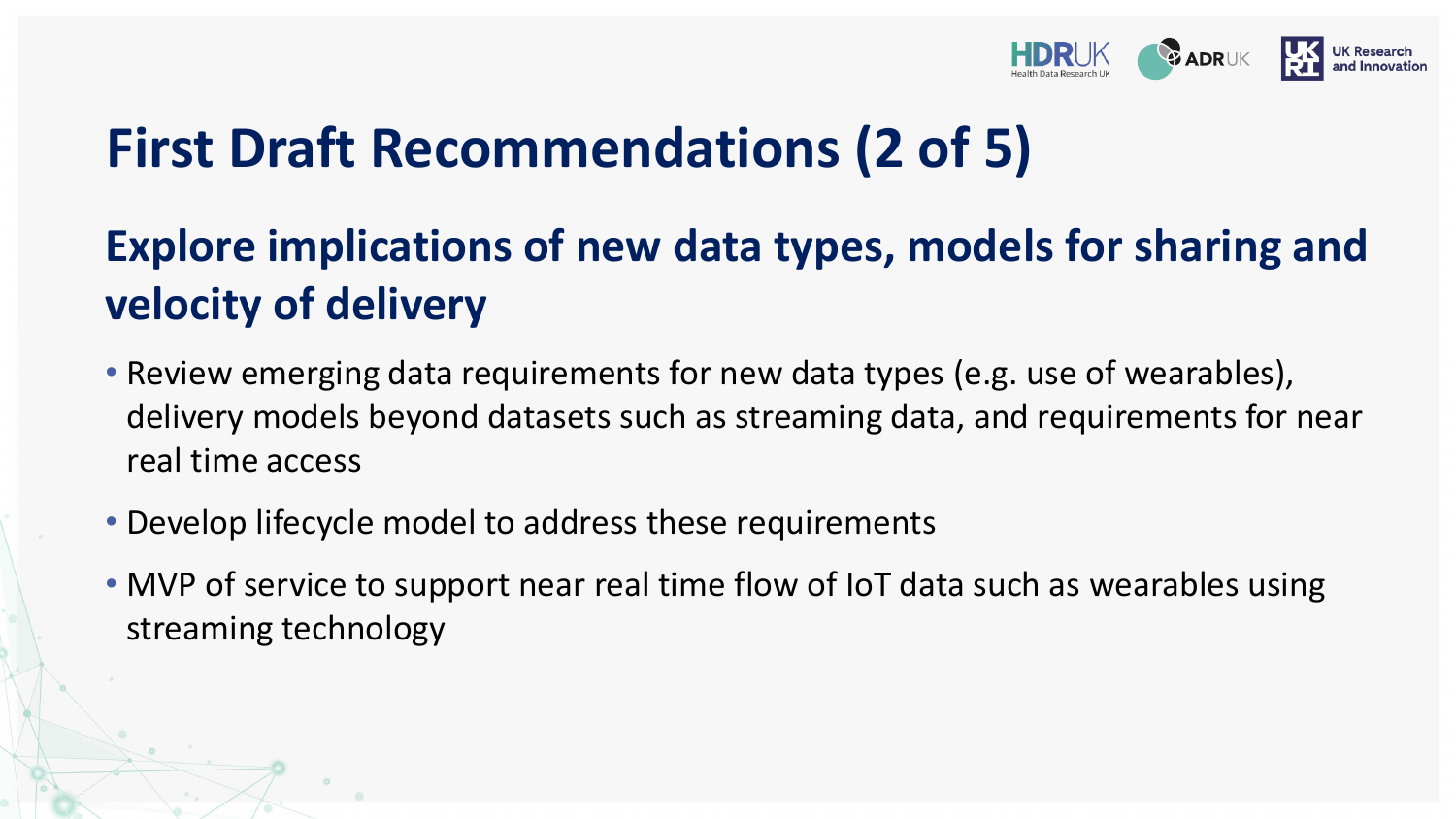# First Draft Recommendations (2 of 5)

## Explore implications of new data types, models for sharing and velocity of delivery

- Review emerging data requirements for new data types (e.g. use of wearables), delivery models beyond datasets such as streaming data, and requirements for near real time access
- Develop lifecycle model to address these requirements
- MVP of service to support near real time flow of IoT data such as wearables using streaming technology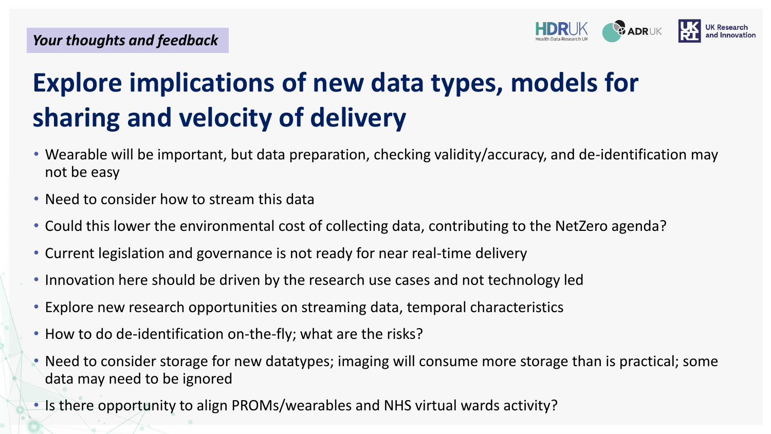*Your thoughts and feedback*

# Explore implications of new data types, models for sharing and velocity of delivery

- Wearable will be important, but data preparation, checking validity/accuracy, and de-identification may not be easy
- Need to consider how to stream this data
- Could this lower the environmental cost of collecting data, contributing to the NetZero agenda?
- Current legislation and governance is not ready for near real-time delivery
- Innovation here should be driven by the research use cases and not technology led
- Explore new research opportunities on streaming data, temporal characteristics
- How to do de-identification on-the-fly; what are the risks?
- Need to consider storage for new datatypes; imaging will consume more storage than is practical; some data may need to be ignored
- Is there opportunity to align PROMs/wearables and NHS virtual wards activity?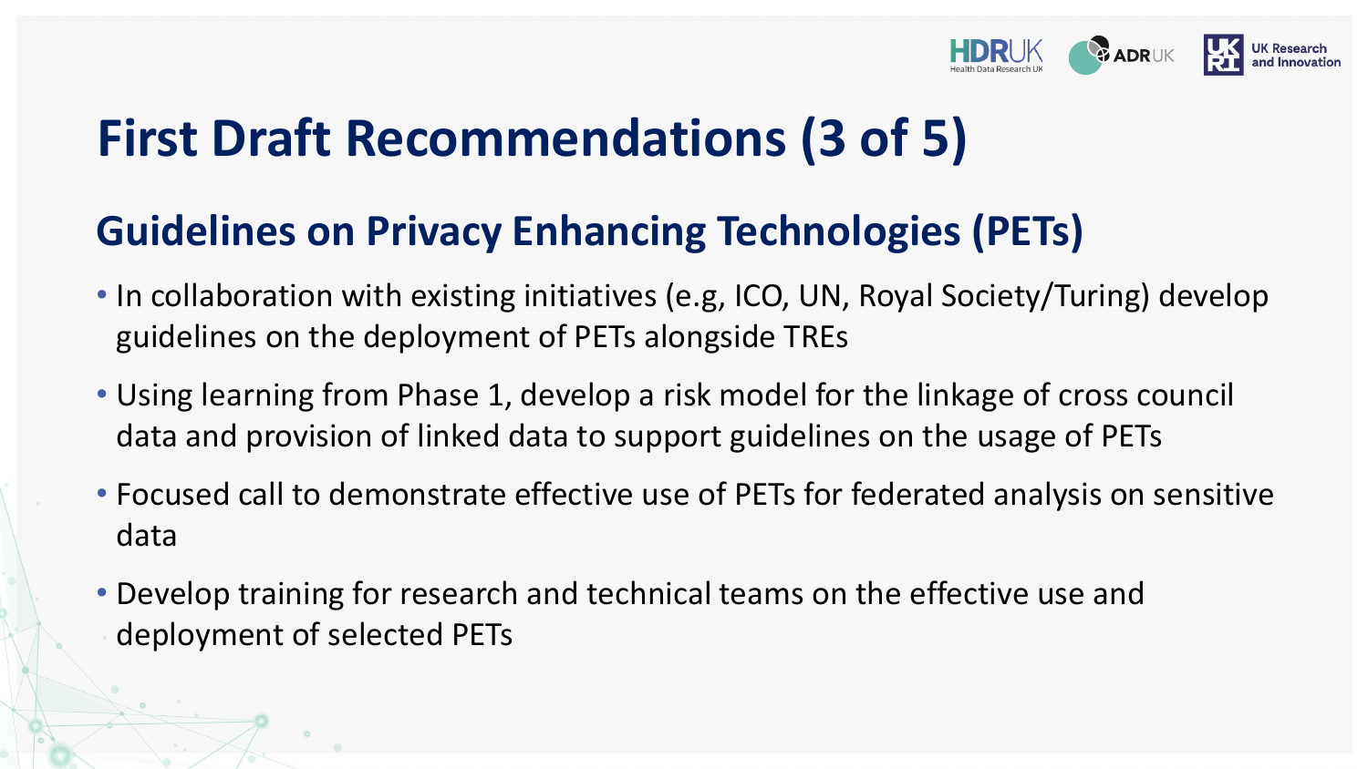# First Draft Recommendations (3 of 5)

## Guidelines on Privacy Enhancing Technologies (PETs)

- In collaboration with existing initiatives (e.g, ICO, UN, Royal Society/Turing) develop guidelines on the deployment of PETs alongside TREs
- Using learning from Phase 1, develop a risk model for the linkage of cross council data and provision of linked data to support guidelines on the usage of PETs
- Focused call to demonstrate effective use of PETs for federated analysis on sensitive data
- Develop training for research and technical teams on the effective use and deployment of selected PETs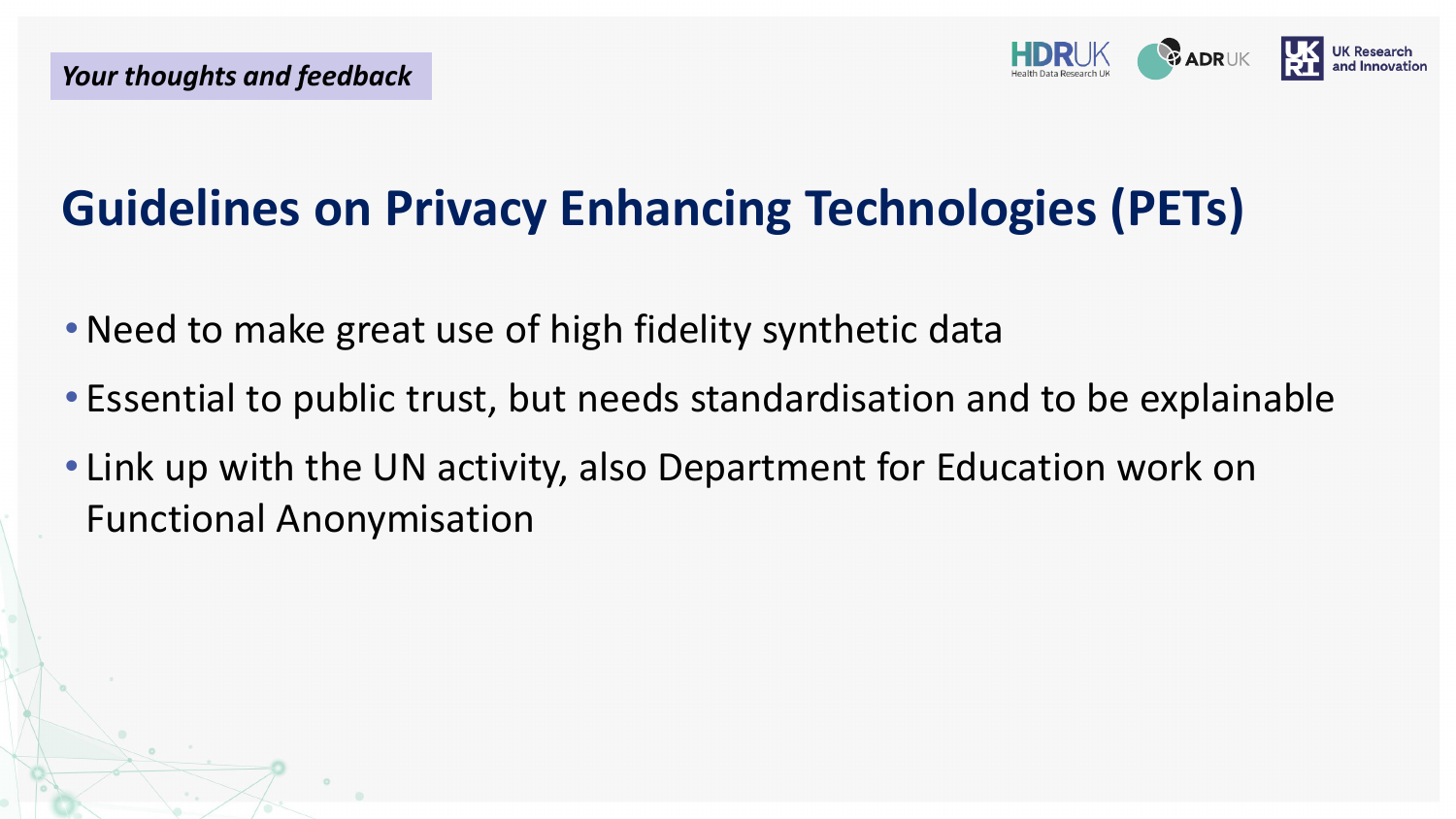*Your thoughts and feedback*

# Guidelines on Privacy Enhancing Technologies (PETs)

- Need to make great use of high fidelity synthetic data
- Essential to public trust, but needs standardisation and to be explainable
- Link up with the UN activity, also Department for Education work on Functional Anonymisation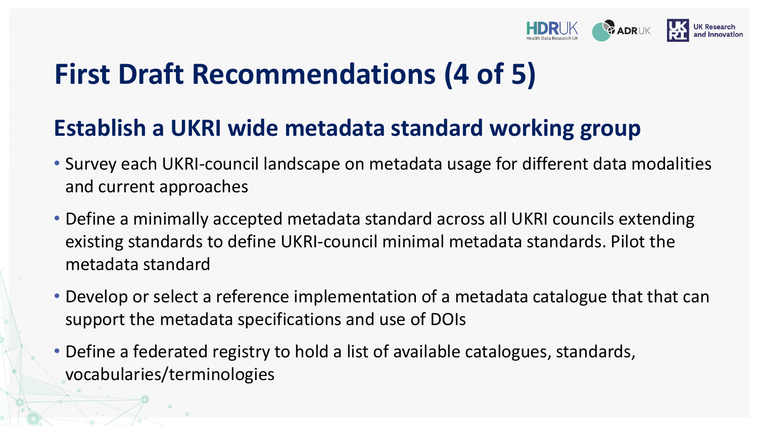# First Draft Recommendations (4 of 5)

## Establish a UKRI wide metadata standard working group

- Survey each UKRI-council landscape on metadata usage for different data modalities and current approaches
- Define a minimally accepted metadata standard across all UKRI councils extending existing standards to define UKRI-council minimal metadata standards. Pilot the metadata standard
- Develop or select a reference implementation of a metadata catalogue that that can support the metadata specifications and use of DOIs
- Define a federated registry to hold a list of available catalogues, standards, vocabularies/terminologies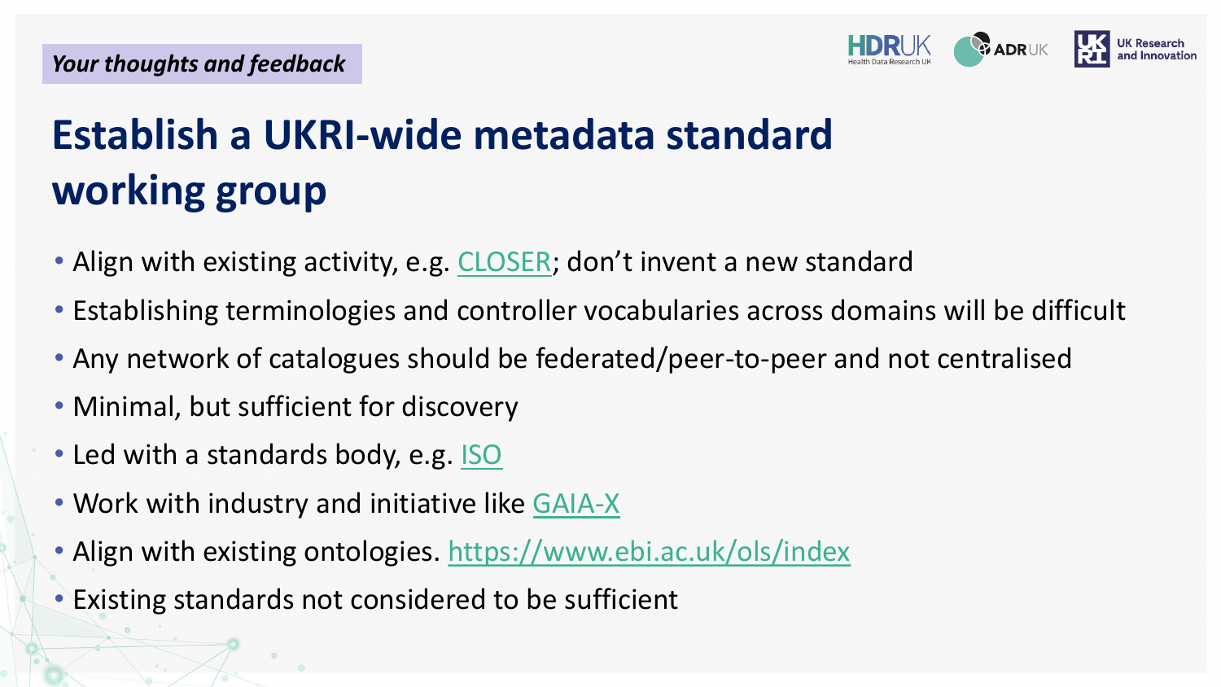*Your thoughts and feedback*

# Establish a UKRI-wide metadata standard working group

- Align with existing activity, e.g. CLOSER; don't invent a new standard
- Establishing terminologies and controller vocabularies across domains will be difficult
- Any network of catalogues should be federated/peer-to-peer and not centralised
- Minimal, but sufficient for discovery
- Led with a standards body, e.g. ISO
- Work with industry and initiative like GAIA-X
- Align with existing ontologies. https://www.ebi.ac.uk/ols/index
- Existing standards not considered to be sufficient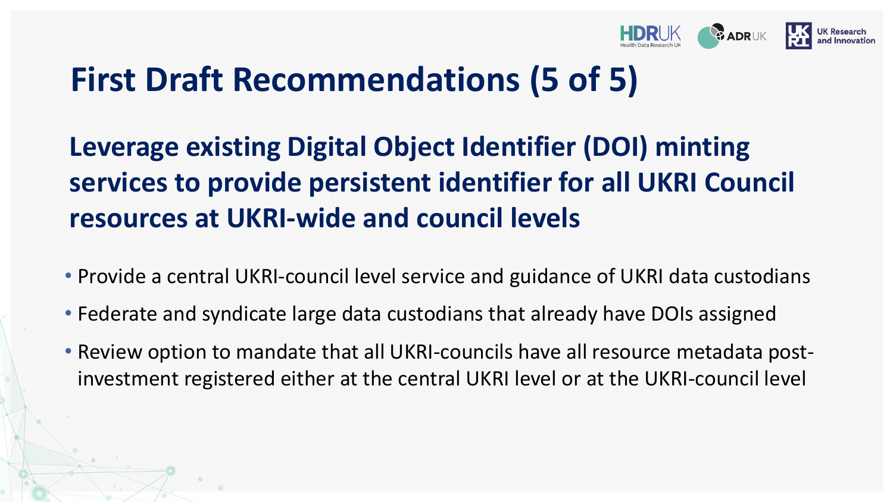# First Draft Recommendations (5 of 5)

## Leverage existing Digital Object Identifier (DOI) minting services to provide persistent identifier for all UKRI Council resources at UKRI-wide and council levels

- Provide a central UKRI-council level service and guidance of UKRI data custodians
- Federate and syndicate large data custodians that already have DOIs assigned
- Review option to mandate that all UKRI-councils have all resource metadata post-investment registered either at the central UKRI level or at the UKRI-council level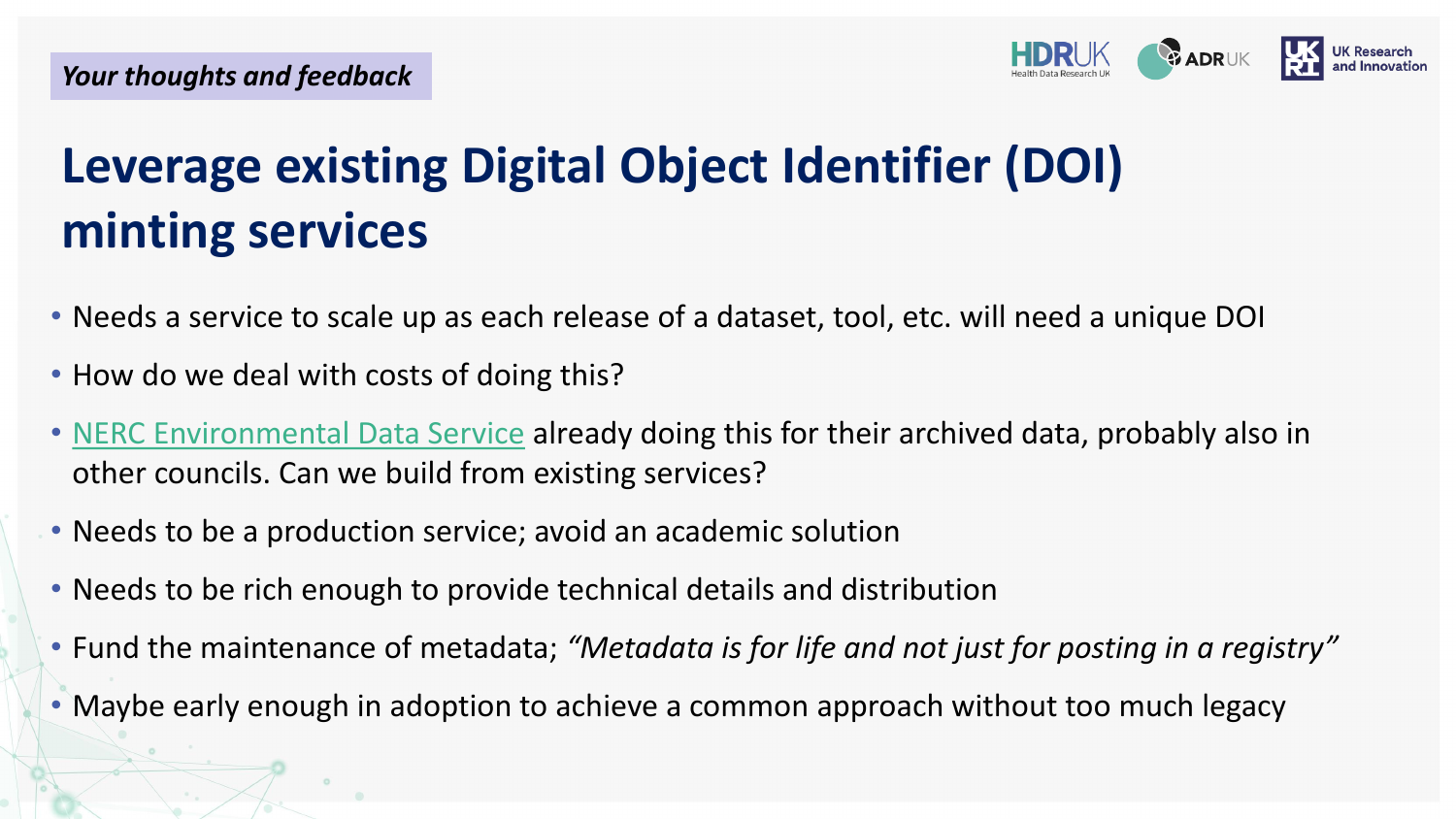*Your thoughts and feedback*

# Leverage existing Digital Object Identifier (DOI) minting services

- Needs a service to scale up as each release of a dataset, tool, etc. will need a unique DOI
- How do we deal with costs of doing this?
- NERC Environmental Data Service already doing this for their archived data, probably also in other councils. Can we build from existing services?
- Needs to be a production service; avoid an academic solution
- Needs to be rich enough to provide technical details and distribution
- Fund the maintenance of metadata; *"Metadata is for life and not just for posting in a registry"*
- Maybe early enough in adoption to achieve a common approach without too much legacy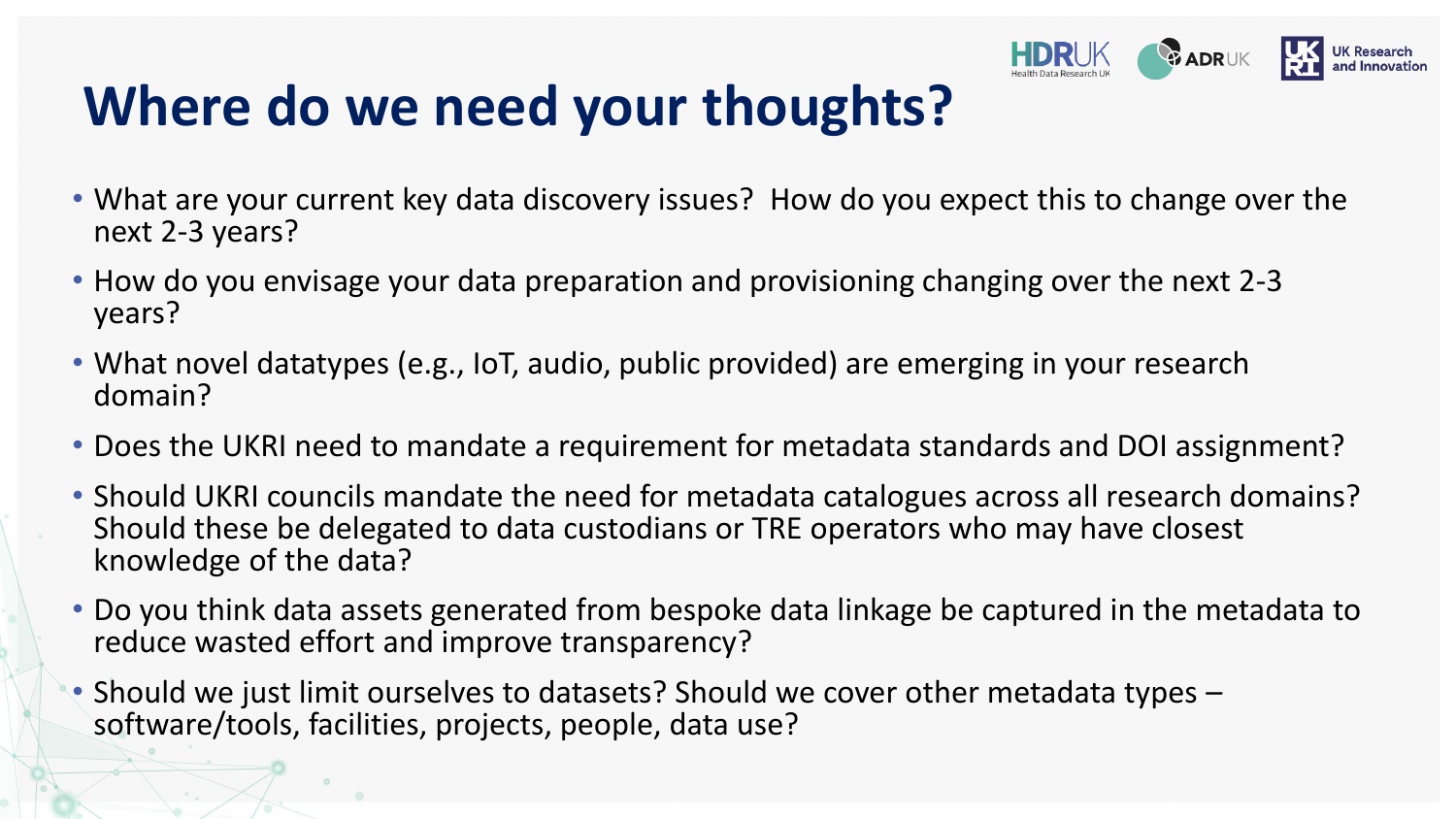# Where do we need your thoughts?

- What are your current key data discovery issues? How do you expect this to change over the next 2-3 years?
- How do you envisage your data preparation and provisioning changing over the next 2-3 years?
- What novel datatypes (e.g., IoT, audio, public provided) are emerging in your research domain?
- Does the UKRI need to mandate a requirement for metadata standards and DOI assignment?
- Should UKRI councils mandate the need for metadata catalogues across all research domains? Should these be delegated to data custodians or TRE operators who may have closest knowledge of the data?
- Do you think data assets generated from bespoke data linkage be captured in the metadata to reduce wasted effort and improve transparency?
- Should we just limit ourselves to datasets? Should we cover other metadata types – software/tools, facilities, projects, people, data use?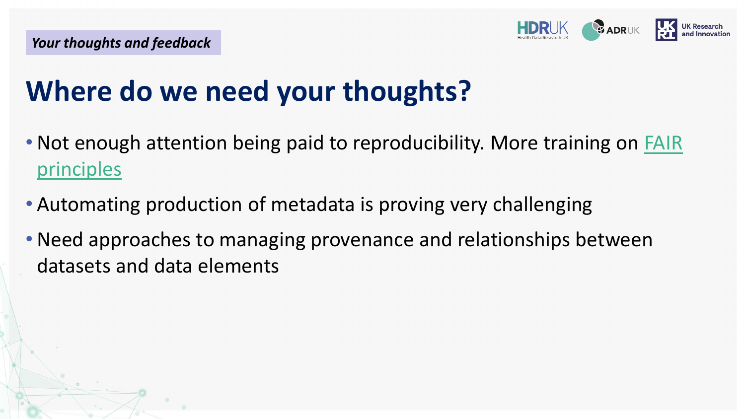*Your thoughts and feedback*

# Where do we need your thoughts?

- Not enough attention being paid to reproducibility. More training on FAIR principles
- Automating production of metadata is proving very challenging
- Need approaches to managing provenance and relationships between datasets and data elements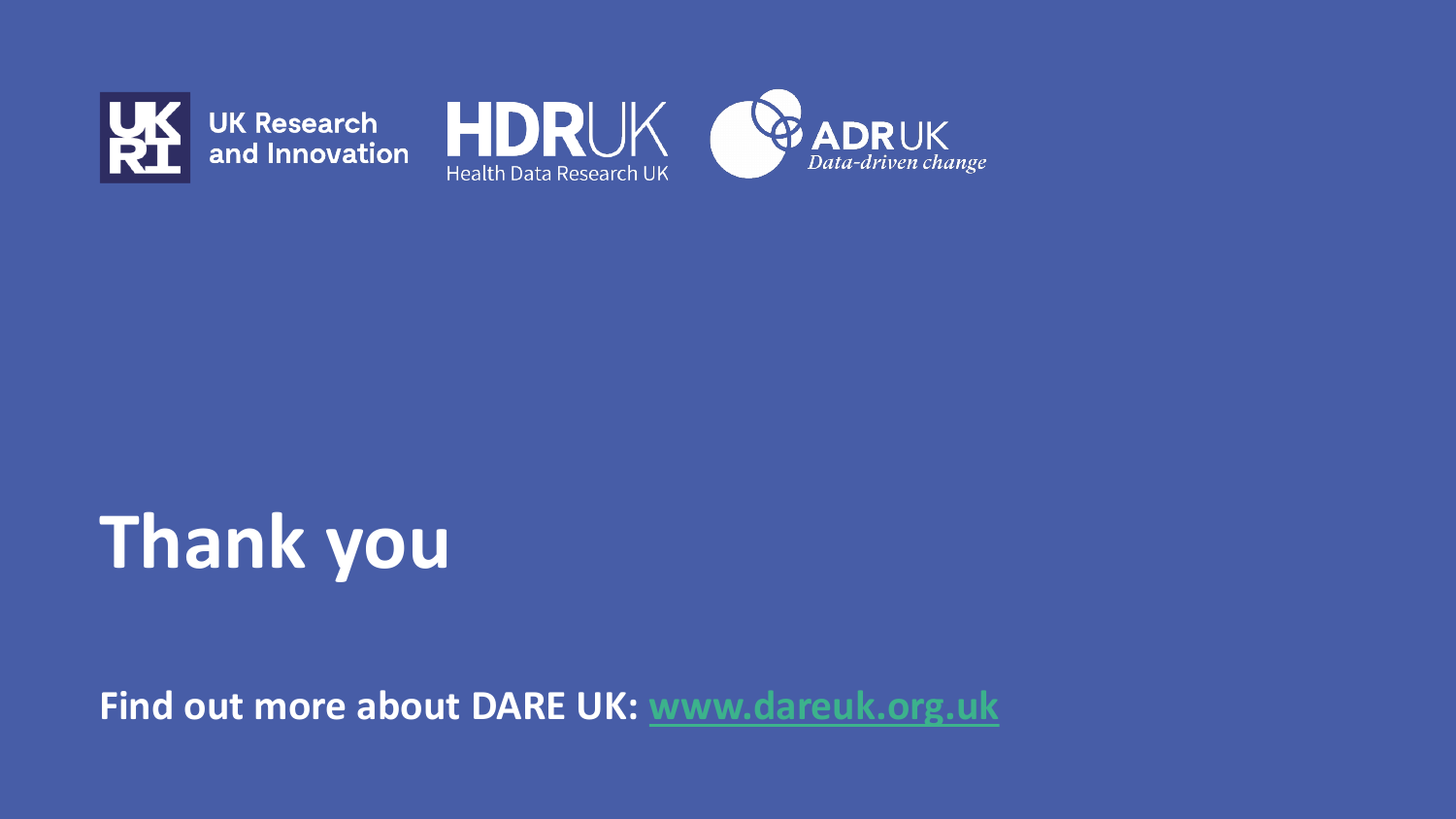UK Research and Innovation

HDR UK Health Data Research UK

ADR UK *Data-driven change*

# Thank you

**Find out more about DARE UK: www.dareuk.org.uk**